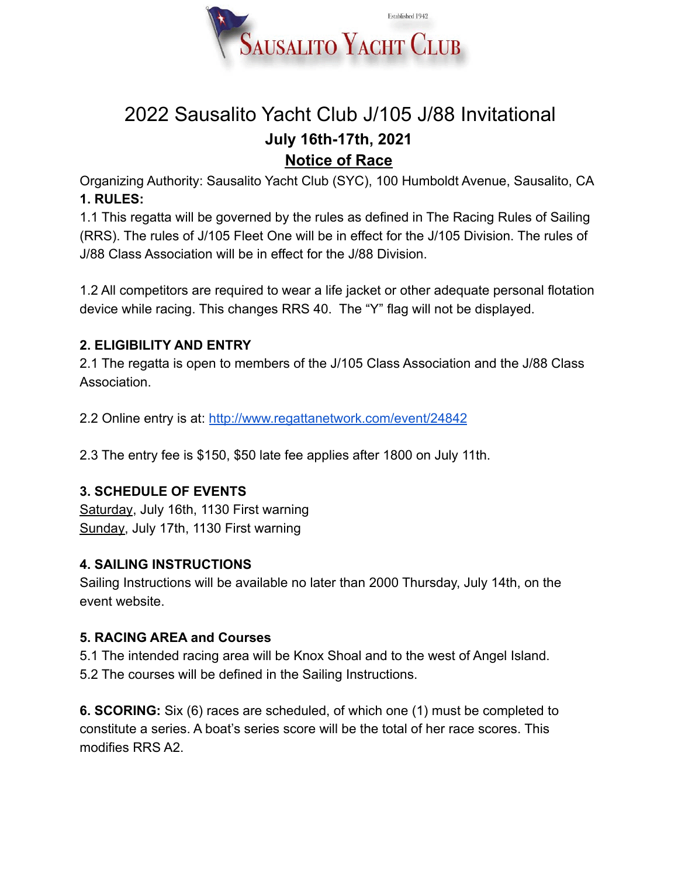Established 1942

SAUSALITO YACHT CLUB

# 2022 Sausalito Yacht Club J/105 J/88 Invitational

## July 16th-17th, 2021

## Notice of Race

Organizing Authority: Sausalito Yacht Club (SYC), 100 Humboldt Avenue, Sausalito, CA

**1. RULES:**

1.1 This regatta will be governed by the rules as defined in The Racing Rules of Sailing (RRS). The rules of J/105 Fleet One will be in effect for the J/105 Division. The rules of J/88 Class Association will be in effect for the J/88 Division.

1.2 All competitors are required to wear a life jacket or other adequate personal flotation device while racing. This changes RRS 40. The "Y" flag will not be displayed.

**2. ELIGIBILITY AND ENTRY**

2.1 The regatta is open to members of the J/105 Class Association and the J/88 Class Association.

2.2 Online entry is at: [http://www.regattanetwork.com/event/24842](http://www.regattanetwork.com/event/24842)

2.3 The entry fee is $150, $50 late fee applies after 1800 on July 11th.

**3. SCHEDULE OF EVENTS**

Saturday, July 16th, 1130 First warning
Sunday, July 17th, 1130 First warning

**4. SAILING INSTRUCTIONS**

Sailing Instructions will be available no later than 2000 Thursday, July 14th, on the event website.

**5. RACING AREA and Courses**

5.1 The intended racing area will be Knox Shoal and to the west of Angel Island.
5.2 The courses will be defined in the Sailing Instructions.

**6. SCORING:** Six (6) races are scheduled, of which one (1) must be completed to constitute a series. A boat's series score will be the total of her race scores. This modifies RRS A2.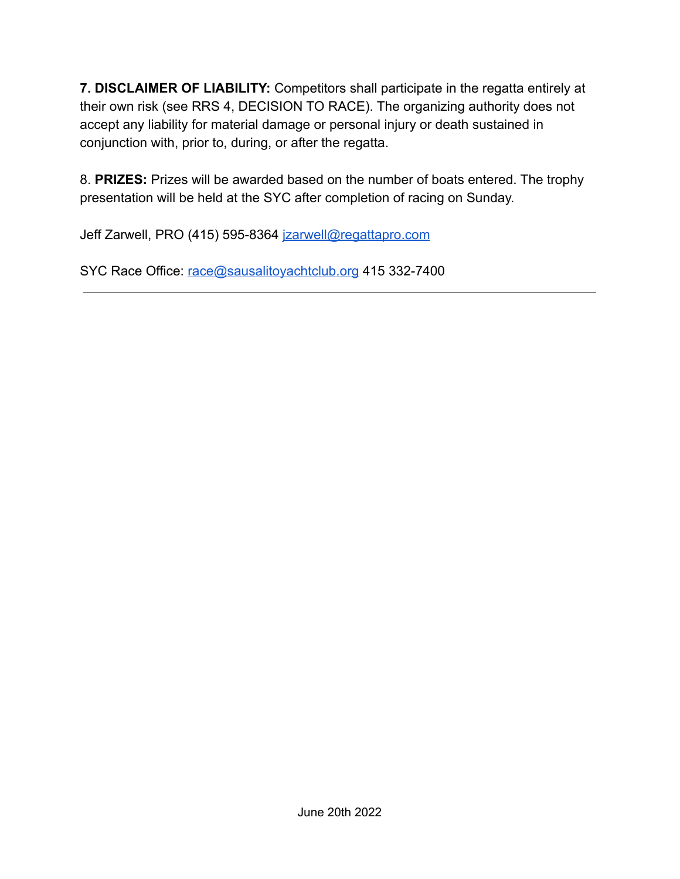**7. DISCLAIMER OF LIABILITY:** Competitors shall participate in the regatta entirely at their own risk (see RRS 4, DECISION TO RACE). The organizing authority does not accept any liability for material damage or personal injury or death sustained in conjunction with, prior to, during, or after the regatta.

8. **PRIZES:** Prizes will be awarded based on the number of boats entered. The trophy presentation will be held at the SYC after completion of racing on Sunday.

Jeff Zarwell, PRO (415) 595-8364 jzarwell@regattapro.com

SYC Race Office: race@sausalitoyachtclub.org 415 332-7400

---

June 20th 2022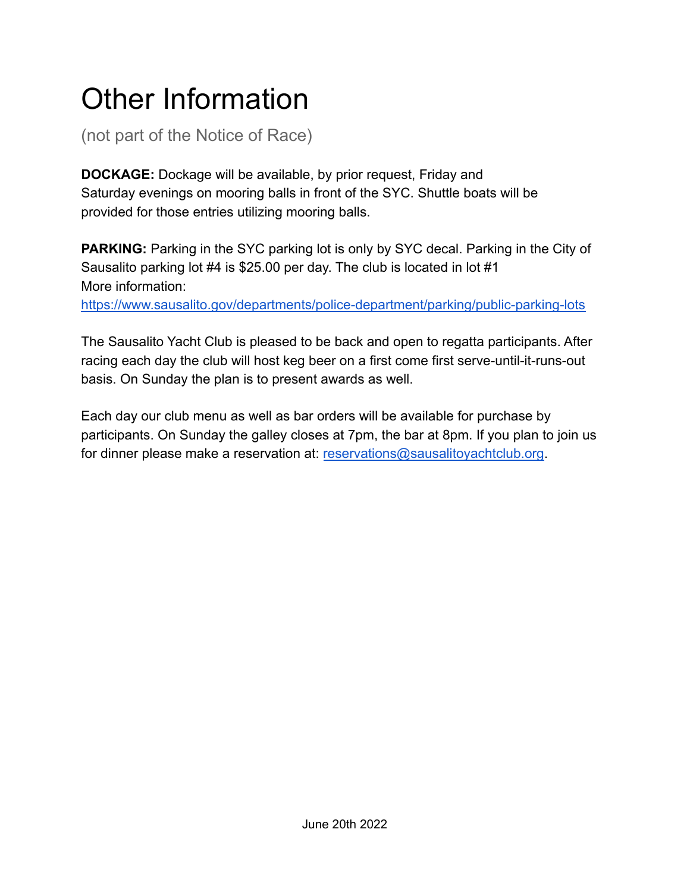# Other Information

(not part of the Notice of Race)

**DOCKAGE:** Dockage will be available, by prior request, Friday and Saturday evenings on mooring balls in front of the SYC. Shuttle boats will be provided for those entries utilizing mooring balls.

**PARKING:** Parking in the SYC parking lot is only by SYC decal. Parking in the City of Sausalito parking lot #4 is $25.00 per day. The club is located in lot #1
More information:
https://www.sausalito.gov/departments/police-department/parking/public-parking-lots

The Sausalito Yacht Club is pleased to be back and open to regatta participants. After racing each day the club will host keg beer on a first come first serve-until-it-runs-out basis. On Sunday the plan is to present awards as well.

Each day our club menu as well as bar orders will be available for purchase by participants. On Sunday the galley closes at 7pm, the bar at 8pm. If you plan to join us for dinner please make a reservation at: reservations@sausalitoyachtclub.org.

June 20th 2022